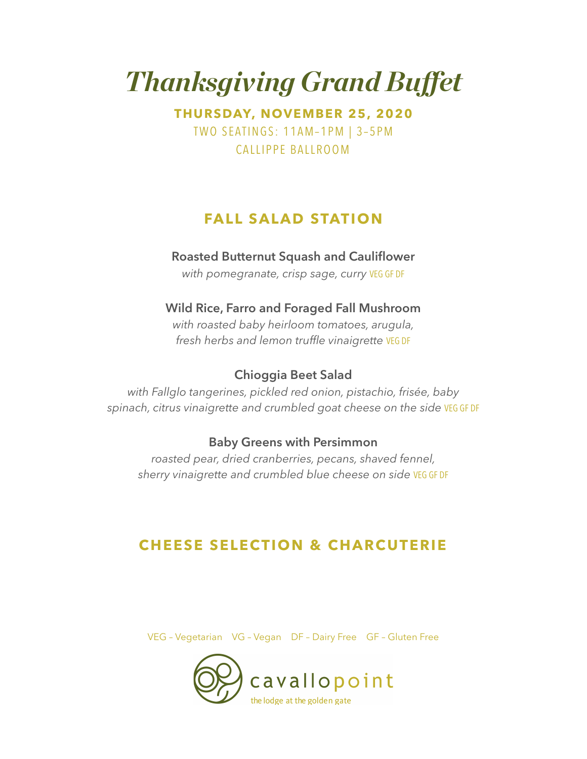# *Thanksgiving Grand Buffet*

**THURSDAY, NOVEMBER 25, 2020**

TWO SEATINGS: 11AM–1PM | 3–5PM

CALLIPPE BALLROOM

## FALL SALAD STATION

**Roasted Butternut Squash and Cauliflower**

*with pomegranate, crisp sage, curry* VEG GF DF

**Wild Rice, Farro and Foraged Fall Mushroom**

*with roasted baby heirloom tomatoes, arugula, fresh herbs and lemon truffle vinaigrette* VEG DF

**Chioggia Beet Salad**

*with Fallglo tangerines, pickled red onion, pistachio, frisée, baby spinach, citrus vinaigrette and crumbled goat cheese on the side* VEG GF DF

**Baby Greens with Persimmon**

*roasted pear, dried cranberries, pecans, shaved fennel, sherry vinaigrette and crumbled blue cheese on side* VEG GF DF

## CHEESE SELECTION & CHARCUTERIE

VEG – Vegetarian VG – Vegan DF – Dairy Free GF – Gluten Free

cavallopoint

the lodge at the golden gate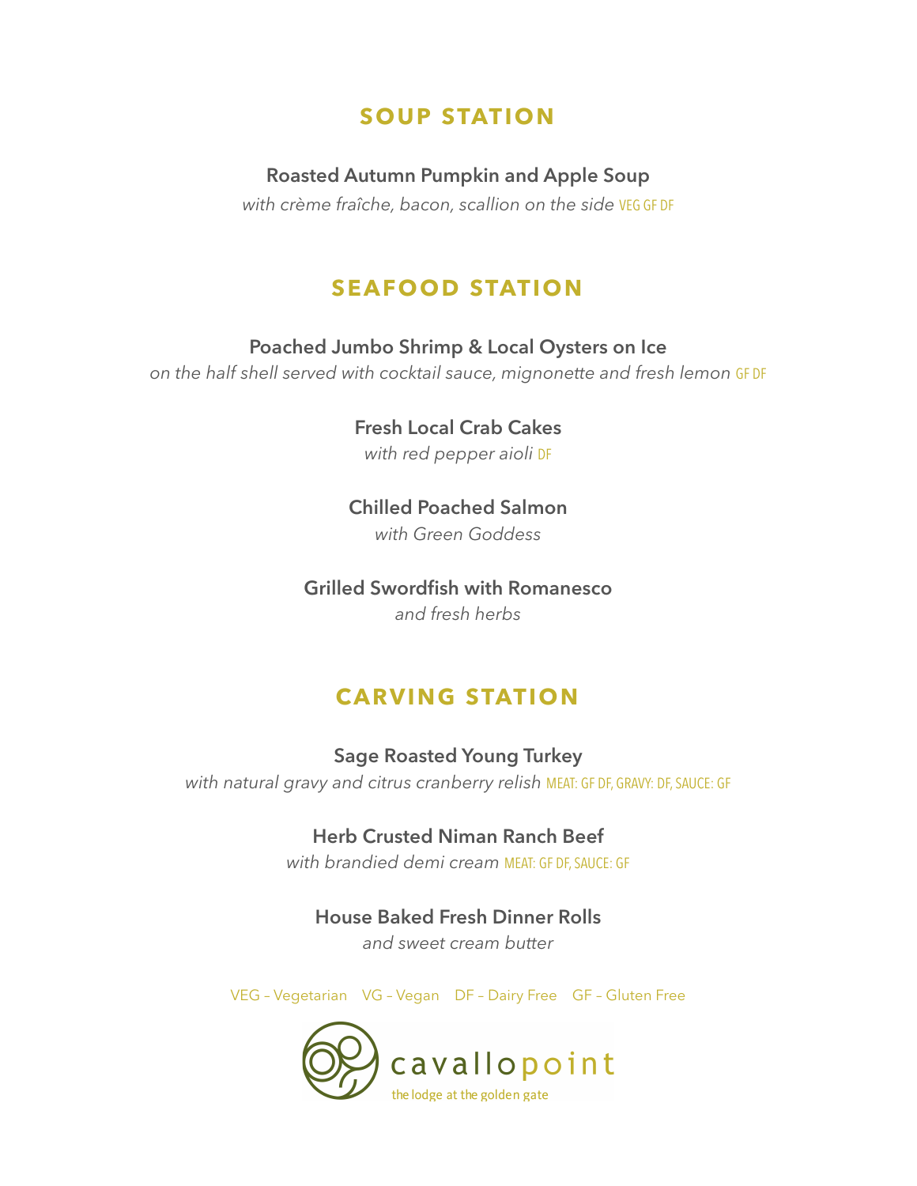## SOUP STATION

**Roasted Autumn Pumpkin and Apple Soup**

*with crème fraîche, bacon, scallion on the side* VEG GF DF

## SEAFOOD STATION

**Poached Jumbo Shrimp & Local Oysters on Ice**

*on the half shell served with cocktail sauce, mignonette and fresh lemon* GF DF

**Fresh Local Crab Cakes**

*with red pepper aioli* DF

**Chilled Poached Salmon**

*with Green Goddess*

**Grilled Swordfish with Romanesco**

*and fresh herbs*

## CARVING STATION

**Sage Roasted Young Turkey**

*with natural gravy and citrus cranberry relish* MEAT: GF DF, GRAVY: DF, SAUCE: GF

**Herb Crusted Niman Ranch Beef**

*with brandied demi cream* MEAT: GF DF, SAUCE: GF

**House Baked Fresh Dinner Rolls**

*and sweet cream butter*

VEG – Vegetarian VG – Vegan DF – Dairy Free GF – Gluten Free

cavallopoint

the lodge at the golden gate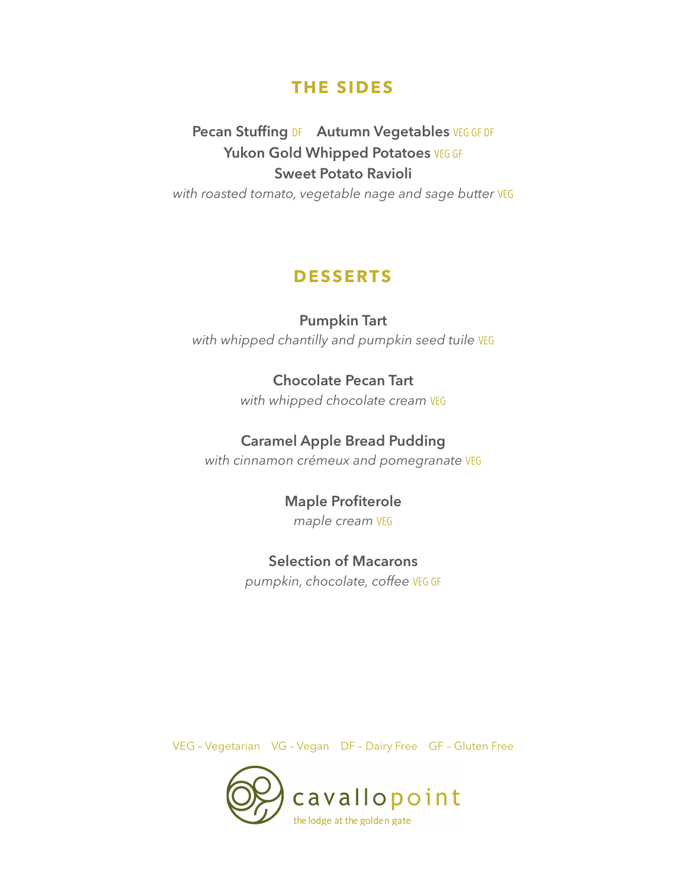## THE SIDES

**Pecan Stuffing** DF **Autumn Vegetables** VEG GF DF

**Yukon Gold Whipped Potatoes** VEG GF

**Sweet Potato Ravioli**

*with roasted tomato, vegetable nage and sage butter* VEG

## DESSERTS

**Pumpkin Tart**

*with whipped chantilly and pumpkin seed tuile* VEG

**Chocolate Pecan Tart**

*with whipped chocolate cream* VEG

**Caramel Apple Bread Pudding**

*with cinnamon crémeux and pomegranate* VEG

**Maple Profiterole**

*maple cream* VEG

**Selection of Macarons**

*pumpkin, chocolate, coffee* VEG GF

VEG – Vegetarian VG – Vegan DF – Dairy Free GF – Gluten Free

cavallopoint

the lodge at the golden gate